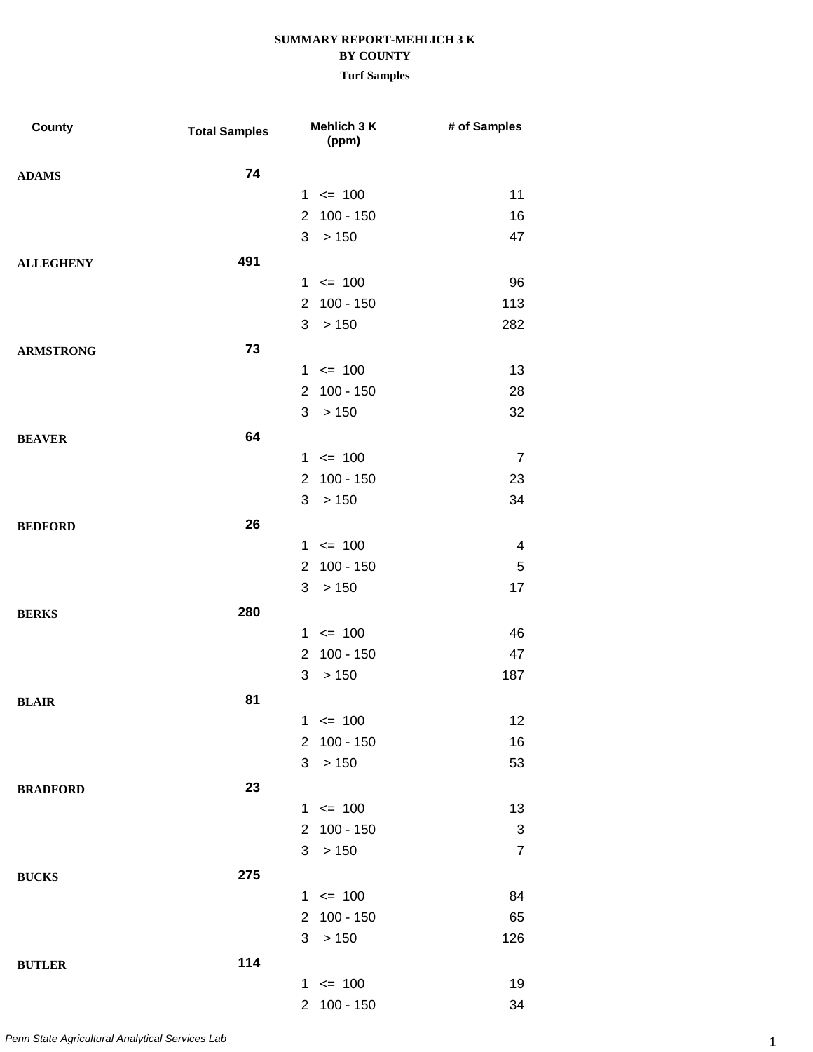# SUMMARY REPORT-MEHLICH 3 K
## BY COUNTY
### Turf Samples

| County | Total Samples | Mehlich 3 K (ppm) | # of Samples |
|---|---|---|---|
| ADAMS | 74 | | |
| | | 1 <= 100 | 11 |
| | | 2 100 - 150 | 16 |
| | | 3 > 150 | 47 |
| ALLEGHENY | 491 | | |
| | | 1 <= 100 | 96 |
| | | 2 100 - 150 | 113 |
| | | 3 > 150 | 282 |
| ARMSTRONG | 73 | | |
| | | 1 <= 100 | 13 |
| | | 2 100 - 150 | 28 |
| | | 3 > 150 | 32 |
| BEAVER | 64 | | |
| | | 1 <= 100 | 7 |
| | | 2 100 - 150 | 23 |
| | | 3 > 150 | 34 |
| BEDFORD | 26 | | |
| | | 1 <= 100 | 4 |
| | | 2 100 - 150 | 5 |
| | | 3 > 150 | 17 |
| BERKS | 280 | | |
| | | 1 <= 100 | 46 |
| | | 2 100 - 150 | 47 |
| | | 3 > 150 | 187 |
| BLAIR | 81 | | |
| | | 1 <= 100 | 12 |
| | | 2 100 - 150 | 16 |
| | | 3 > 150 | 53 |
| BRADFORD | 23 | | |
| | | 1 <= 100 | 13 |
| | | 2 100 - 150 | 3 |
| | | 3 > 150 | 7 |
| BUCKS | 275 | | |
| | | 1 <= 100 | 84 |
| | | 2 100 - 150 | 65 |
| | | 3 > 150 | 126 |
| BUTLER | 114 | | |
| | | 1 <= 100 | 19 |
| | | 2 100 - 150 | 34 |

*Penn State Agricultural Analytical Services Lab*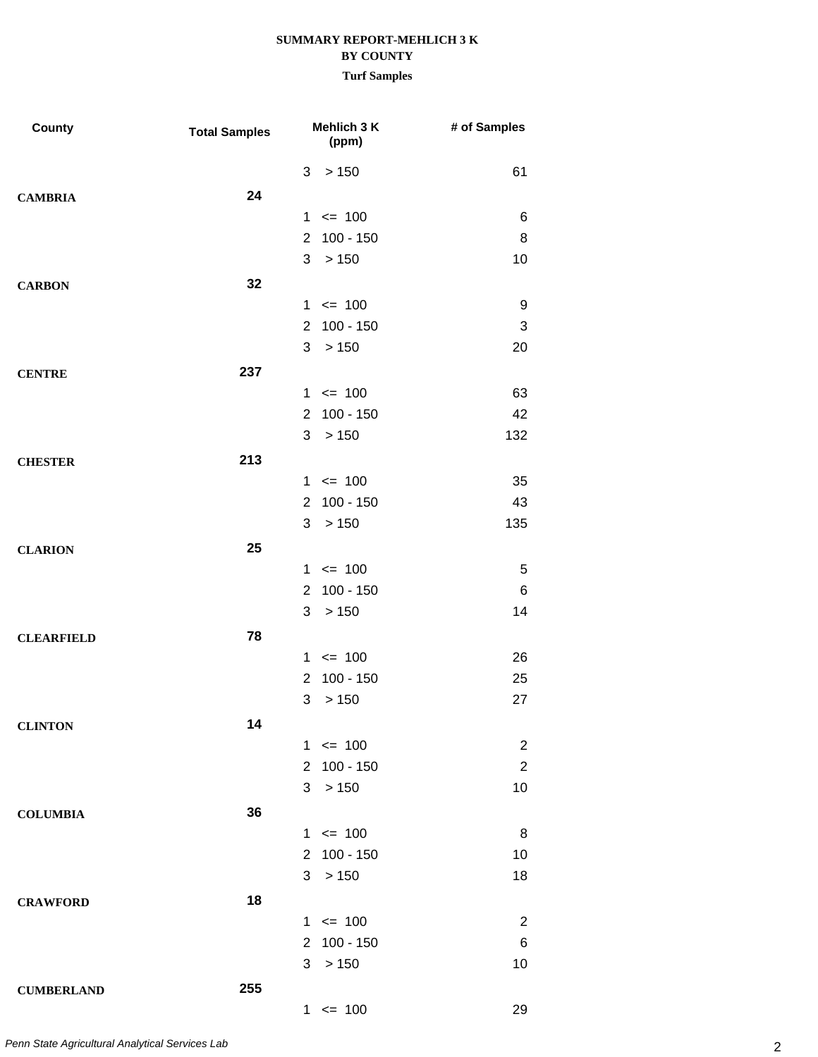**SUMMARY REPORT-MEHLICH 3 K**

**BY COUNTY**

**Turf Samples**

| County | Total Samples | Mehlich 3 K (ppm) | # of Samples |
|---|---|---|---|
| | | 3 > 150 | 61 |
| **CAMBRIA** | 24 | | |
| | | 1 <= 100 | 6 |
| | | 2 100 - 150 | 8 |
| | | 3 > 150 | 10 |
| **CARBON** | 32 | | |
| | | 1 <= 100 | 9 |
| | | 2 100 - 150 | 3 |
| | | 3 > 150 | 20 |
| **CENTRE** | 237 | | |
| | | 1 <= 100 | 63 |
| | | 2 100 - 150 | 42 |
| | | 3 > 150 | 132 |
| **CHESTER** | 213 | | |
| | | 1 <= 100 | 35 |
| | | 2 100 - 150 | 43 |
| | | 3 > 150 | 135 |
| **CLARION** | 25 | | |
| | | 1 <= 100 | 5 |
| | | 2 100 - 150 | 6 |
| | | 3 > 150 | 14 |
| **CLEARFIELD** | 78 | | |
| | | 1 <= 100 | 26 |
| | | 2 100 - 150 | 25 |
| | | 3 > 150 | 27 |
| **CLINTON** | 14 | | |
| | | 1 <= 100 | 2 |
| | | 2 100 - 150 | 2 |
| | | 3 > 150 | 10 |
| **COLUMBIA** | 36 | | |
| | | 1 <= 100 | 8 |
| | | 2 100 - 150 | 10 |
| | | 3 > 150 | 18 |
| **CRAWFORD** | 18 | | |
| | | 1 <= 100 | 2 |
| | | 2 100 - 150 | 6 |
| | | 3 > 150 | 10 |
| **CUMBERLAND** | 255 | | |
| | | 1 <= 100 | 29 |

*Penn State Agricultural Analytical Services Lab*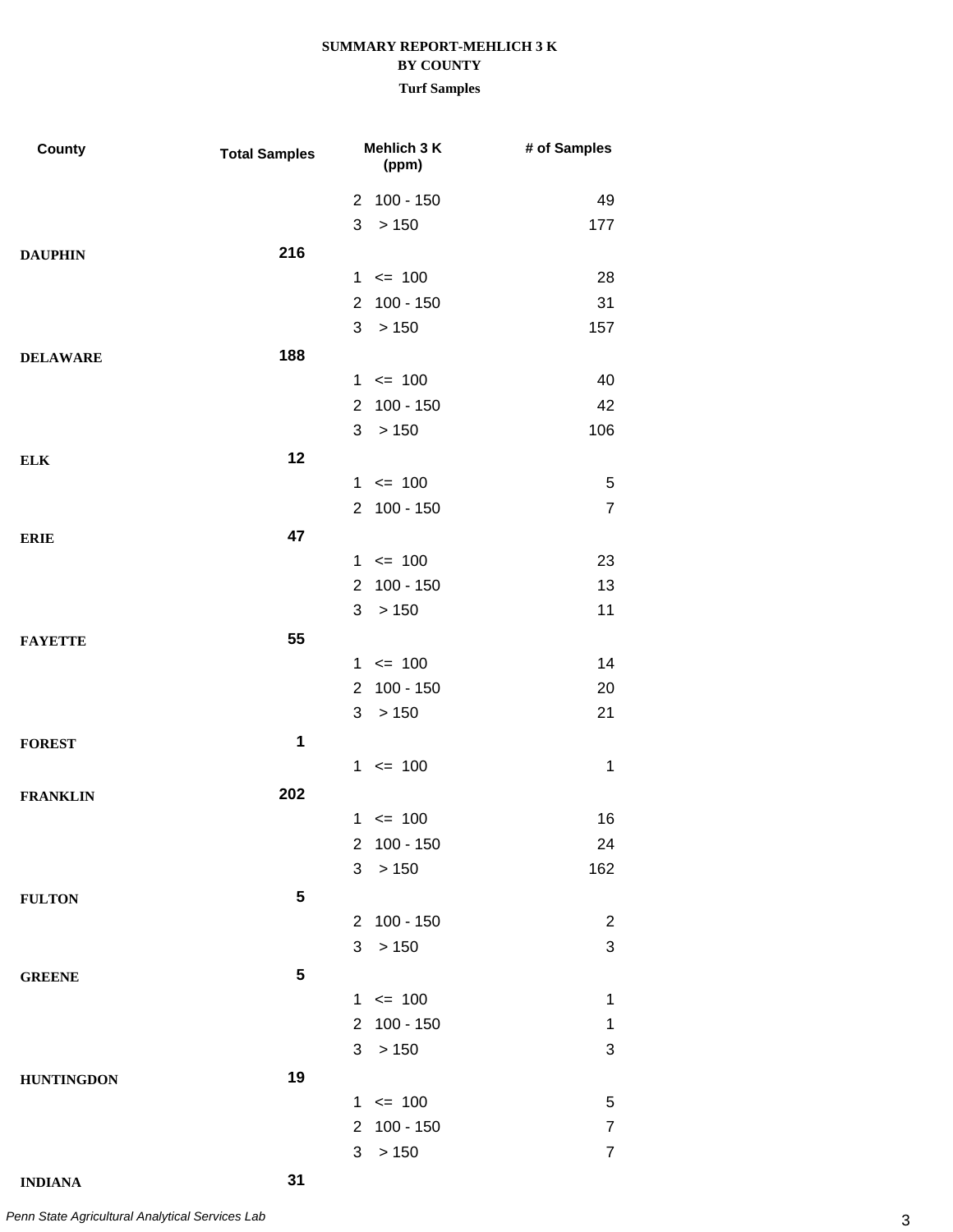**SUMMARY REPORT-MEHLICH 3 K**
**BY COUNTY**
**Turf Samples**

| County | Total Samples | Mehlich 3 K (ppm) | # of Samples |
|---|---|---|---|
| | | 2 100 - 150 | 49 |
| | | 3 > 150 | 177 |
| **DAUPHIN** | **216** | | |
| | | 1 <= 100 | 28 |
| | | 2 100 - 150 | 31 |
| | | 3 > 150 | 157 |
| **DELAWARE** | **188** | | |
| | | 1 <= 100 | 40 |
| | | 2 100 - 150 | 42 |
| | | 3 > 150 | 106 |
| **ELK** | **12** | | |
| | | 1 <= 100 | 5 |
| | | 2 100 - 150 | 7 |
| **ERIE** | **47** | | |
| | | 1 <= 100 | 23 |
| | | 2 100 - 150 | 13 |
| | | 3 > 150 | 11 |
| **FAYETTE** | **55** | | |
| | | 1 <= 100 | 14 |
| | | 2 100 - 150 | 20 |
| | | 3 > 150 | 21 |
| **FOREST** | **1** | | |
| | | 1 <= 100 | 1 |
| **FRANKLIN** | **202** | | |
| | | 1 <= 100 | 16 |
| | | 2 100 - 150 | 24 |
| | | 3 > 150 | 162 |
| **FULTON** | **5** | | |
| | | 2 100 - 150 | 2 |
| | | 3 > 150 | 3 |
| **GREENE** | **5** | | |
| | | 1 <= 100 | 1 |
| | | 2 100 - 150 | 1 |
| | | 3 > 150 | 3 |
| **HUNTINGDON** | **19** | | |
| | | 1 <= 100 | 5 |
| | | 2 100 - 150 | 7 |
| | | 3 > 150 | 7 |
| **INDIANA** | **31** | | |

*Penn State Agricultural Analytical Services Lab*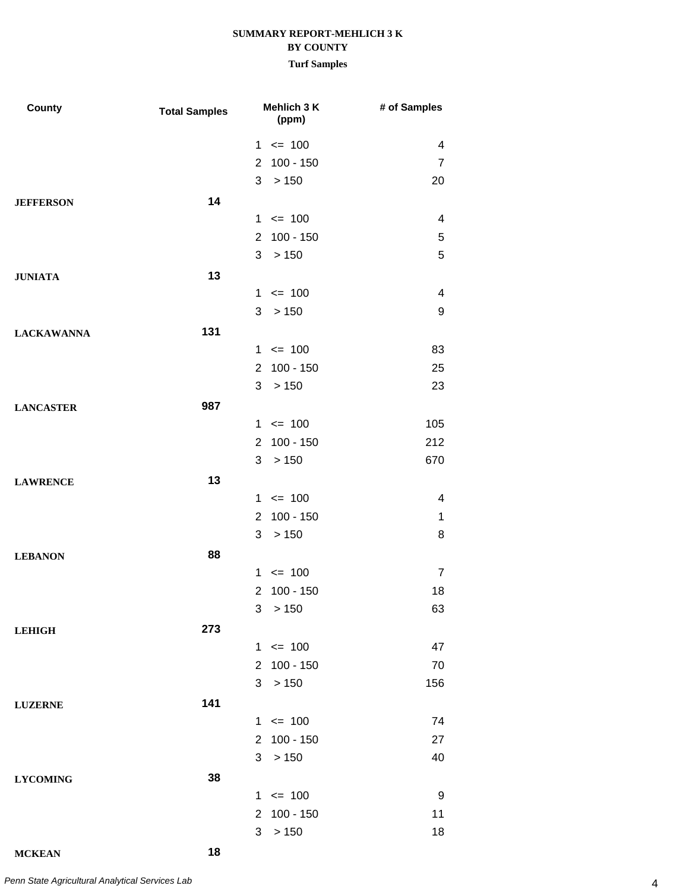**SUMMARY REPORT-MEHLICH 3 K**
**BY COUNTY**
**Turf Samples**

| County | Total Samples | Mehlich 3 K (ppm) | # of Samples |
|---|---|---|---|
| | | 1 <= 100 | 4 |
| | | 2 100 - 150 | 7 |
| | | 3 > 150 | 20 |
| **JEFFERSON** | **14** | | |
| | | 1 <= 100 | 4 |
| | | 2 100 - 150 | 5 |
| | | 3 > 150 | 5 |
| **JUNIATA** | **13** | | |
| | | 1 <= 100 | 4 |
| | | 3 > 150 | 9 |
| **LACKAWANNA** | **131** | | |
| | | 1 <= 100 | 83 |
| | | 2 100 - 150 | 25 |
| | | 3 > 150 | 23 |
| **LANCASTER** | **987** | | |
| | | 1 <= 100 | 105 |
| | | 2 100 - 150 | 212 |
| | | 3 > 150 | 670 |
| **LAWRENCE** | **13** | | |
| | | 1 <= 100 | 4 |
| | | 2 100 - 150 | 1 |
| | | 3 > 150 | 8 |
| **LEBANON** | **88** | | |
| | | 1 <= 100 | 7 |
| | | 2 100 - 150 | 18 |
| | | 3 > 150 | 63 |
| **LEHIGH** | **273** | | |
| | | 1 <= 100 | 47 |
| | | 2 100 - 150 | 70 |
| | | 3 > 150 | 156 |
| **LUZERNE** | **141** | | |
| | | 1 <= 100 | 74 |
| | | 2 100 - 150 | 27 |
| | | 3 > 150 | 40 |
| **LYCOMING** | **38** | | |
| | | 1 <= 100 | 9 |
| | | 2 100 - 150 | 11 |
| | | 3 > 150 | 18 |
| **MCKEAN** | **18** | | |

*Penn State Agricultural Analytical Services Lab*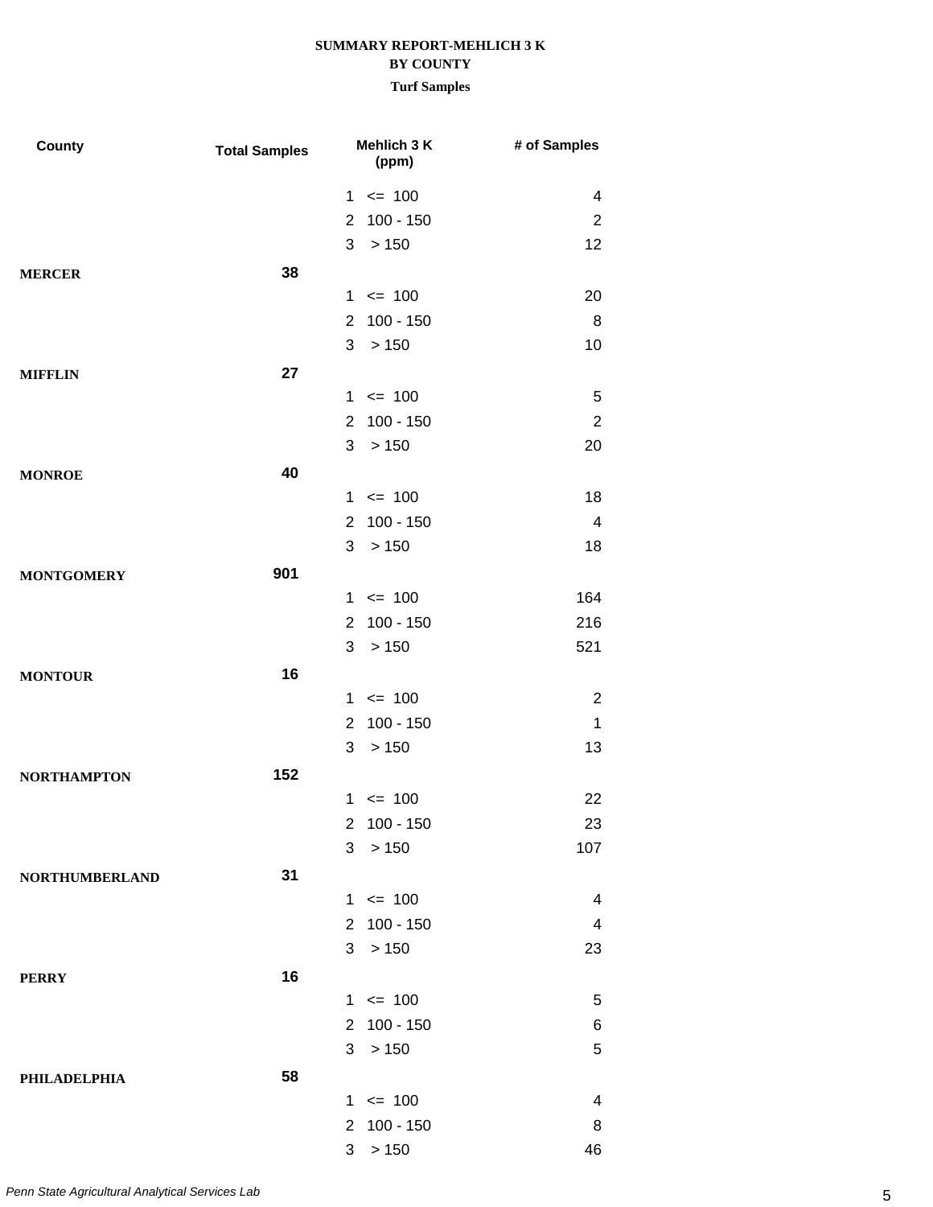**SUMMARY REPORT-MEHLICH 3 K**
**BY COUNTY**
**Turf Samples**

| County | Total Samples | Mehlich 3 K (ppm) | # of Samples |
|---|---|---|---|
| | | 1 <= 100 | 4 |
| | | 2 100 - 150 | 2 |
| | | 3 > 150 | 12 |
| **MERCER** | **38** | | |
| | | 1 <= 100 | 20 |
| | | 2 100 - 150 | 8 |
| | | 3 > 150 | 10 |
| **MIFFLIN** | **27** | | |
| | | 1 <= 100 | 5 |
| | | 2 100 - 150 | 2 |
| | | 3 > 150 | 20 |
| **MONROE** | **40** | | |
| | | 1 <= 100 | 18 |
| | | 2 100 - 150 | 4 |
| | | 3 > 150 | 18 |
| **MONTGOMERY** | **901** | | |
| | | 1 <= 100 | 164 |
| | | 2 100 - 150 | 216 |
| | | 3 > 150 | 521 |
| **MONTOUR** | **16** | | |
| | | 1 <= 100 | 2 |
| | | 2 100 - 150 | 1 |
| | | 3 > 150 | 13 |
| **NORTHAMPTON** | **152** | | |
| | | 1 <= 100 | 22 |
| | | 2 100 - 150 | 23 |
| | | 3 > 150 | 107 |
| **NORTHUMBERLAND** | **31** | | |
| | | 1 <= 100 | 4 |
| | | 2 100 - 150 | 4 |
| | | 3 > 150 | 23 |
| **PERRY** | **16** | | |
| | | 1 <= 100 | 5 |
| | | 2 100 - 150 | 6 |
| | | 3 > 150 | 5 |
| **PHILADELPHIA** | **58** | | |
| | | 1 <= 100 | 4 |
| | | 2 100 - 150 | 8 |
| | | 3 > 150 | 46 |

*Penn State Agricultural Analytical Services Lab*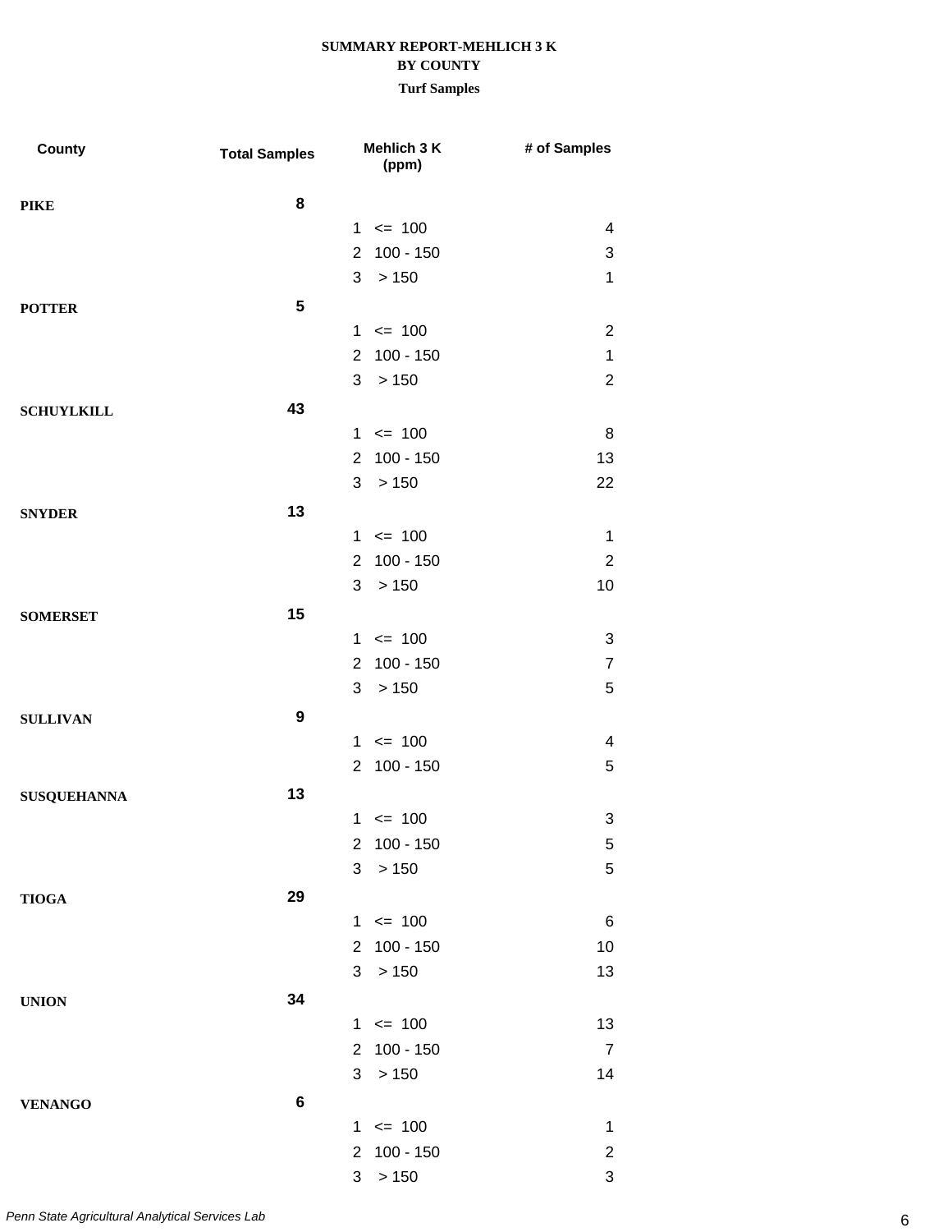**SUMMARY REPORT-MEHLICH 3 K**
**BY COUNTY**
**Turf Samples**

| County | Total Samples | Mehlich 3 K (ppm) | # of Samples |
|---|---|---|---|
| **PIKE** | **8** | | |
| | | 1 <= 100 | 4 |
| | | 2 100 - 150 | 3 |
| | | 3 > 150 | 1 |
| **POTTER** | **5** | | |
| | | 1 <= 100 | 2 |
| | | 2 100 - 150 | 1 |
| | | 3 > 150 | 2 |
| **SCHUYLKILL** | **43** | | |
| | | 1 <= 100 | 8 |
| | | 2 100 - 150 | 13 |
| | | 3 > 150 | 22 |
| **SNYDER** | **13** | | |
| | | 1 <= 100 | 1 |
| | | 2 100 - 150 | 2 |
| | | 3 > 150 | 10 |
| **SOMERSET** | **15** | | |
| | | 1 <= 100 | 3 |
| | | 2 100 - 150 | 7 |
| | | 3 > 150 | 5 |
| **SULLIVAN** | **9** | | |
| | | 1 <= 100 | 4 |
| | | 2 100 - 150 | 5 |
| **SUSQUEHANNA** | **13** | | |
| | | 1 <= 100 | 3 |
| | | 2 100 - 150 | 5 |
| | | 3 > 150 | 5 |
| **TIOGA** | **29** | | |
| | | 1 <= 100 | 6 |
| | | 2 100 - 150 | 10 |
| | | 3 > 150 | 13 |
| **UNION** | **34** | | |
| | | 1 <= 100 | 13 |
| | | 2 100 - 150 | 7 |
| | | 3 > 150 | 14 |
| **VENANGO** | **6** | | |
| | | 1 <= 100 | 1 |
| | | 2 100 - 150 | 2 |
| | | 3 > 150 | 3 |

*Penn State Agricultural Analytical Services Lab*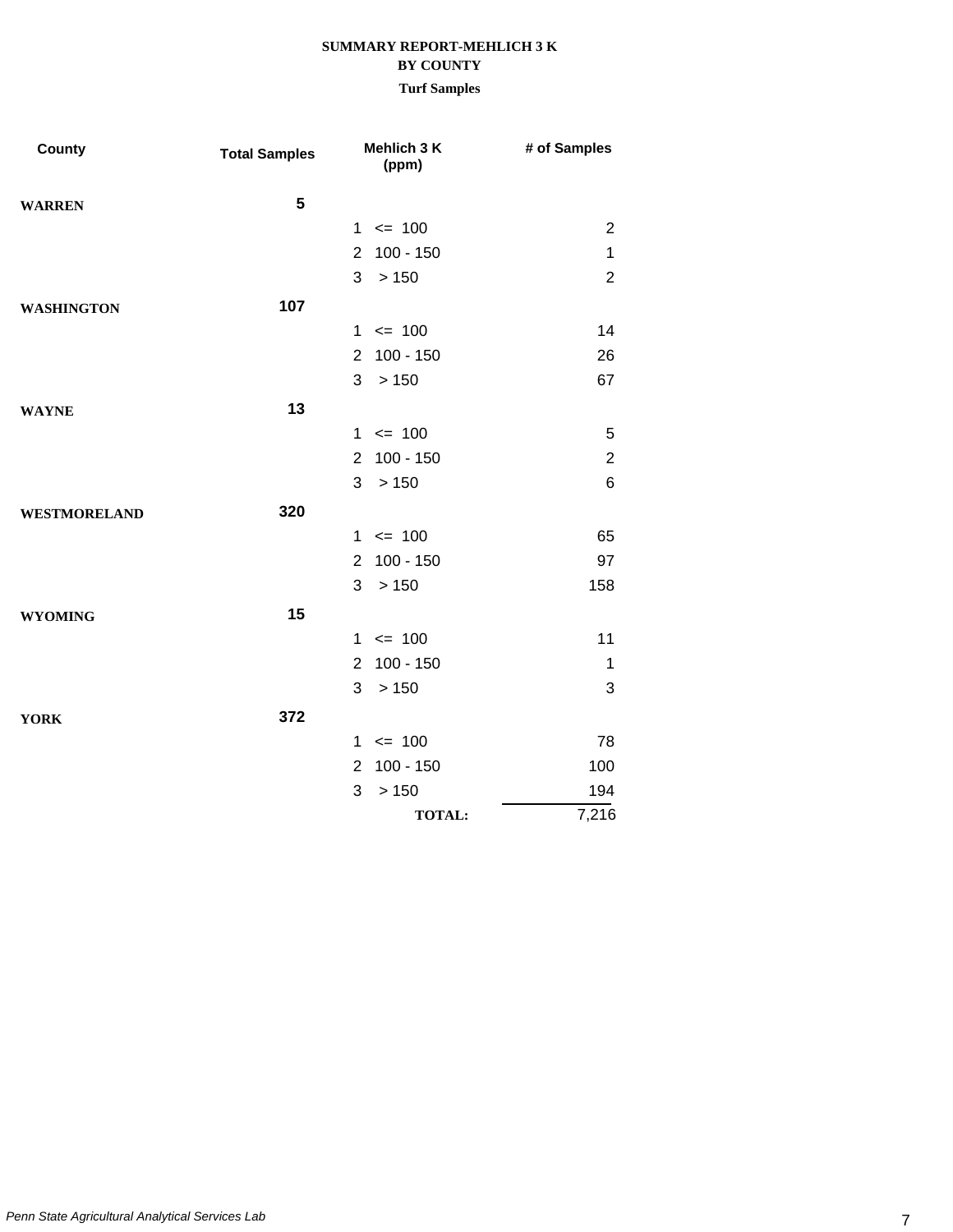# SUMMARY REPORT-MEHLICH 3 K
## BY COUNTY
### Turf Samples

| County | Total Samples | Mehlich 3 K (ppm) | | # of Samples |
|---|---|---|---|---|
| WARREN | 5 | | | |
| | | 1 | <= 100 | 2 |
| | | 2 | 100 - 150 | 1 |
| | | 3 | > 150 | 2 |
| WASHINGTON | 107 | | | |
| | | 1 | <= 100 | 14 |
| | | 2 | 100 - 150 | 26 |
| | | 3 | > 150 | 67 |
| WAYNE | 13 | | | |
| | | 1 | <= 100 | 5 |
| | | 2 | 100 - 150 | 2 |
| | | 3 | > 150 | 6 |
| WESTMORELAND | 320 | | | |
| | | 1 | <= 100 | 65 |
| | | 2 | 100 - 150 | 97 |
| | | 3 | > 150 | 158 |
| WYOMING | 15 | | | |
| | | 1 | <= 100 | 11 |
| | | 2 | 100 - 150 | 1 |
| | | 3 | > 150 | 3 |
| YORK | 372 | | | |
| | | 1 | <= 100 | 78 |
| | | 2 | 100 - 150 | 100 |
| | | 3 | > 150 | 194 |
| | | | **TOTAL:** | 7,216 |

*Penn State Agricultural Analytical Services Lab*